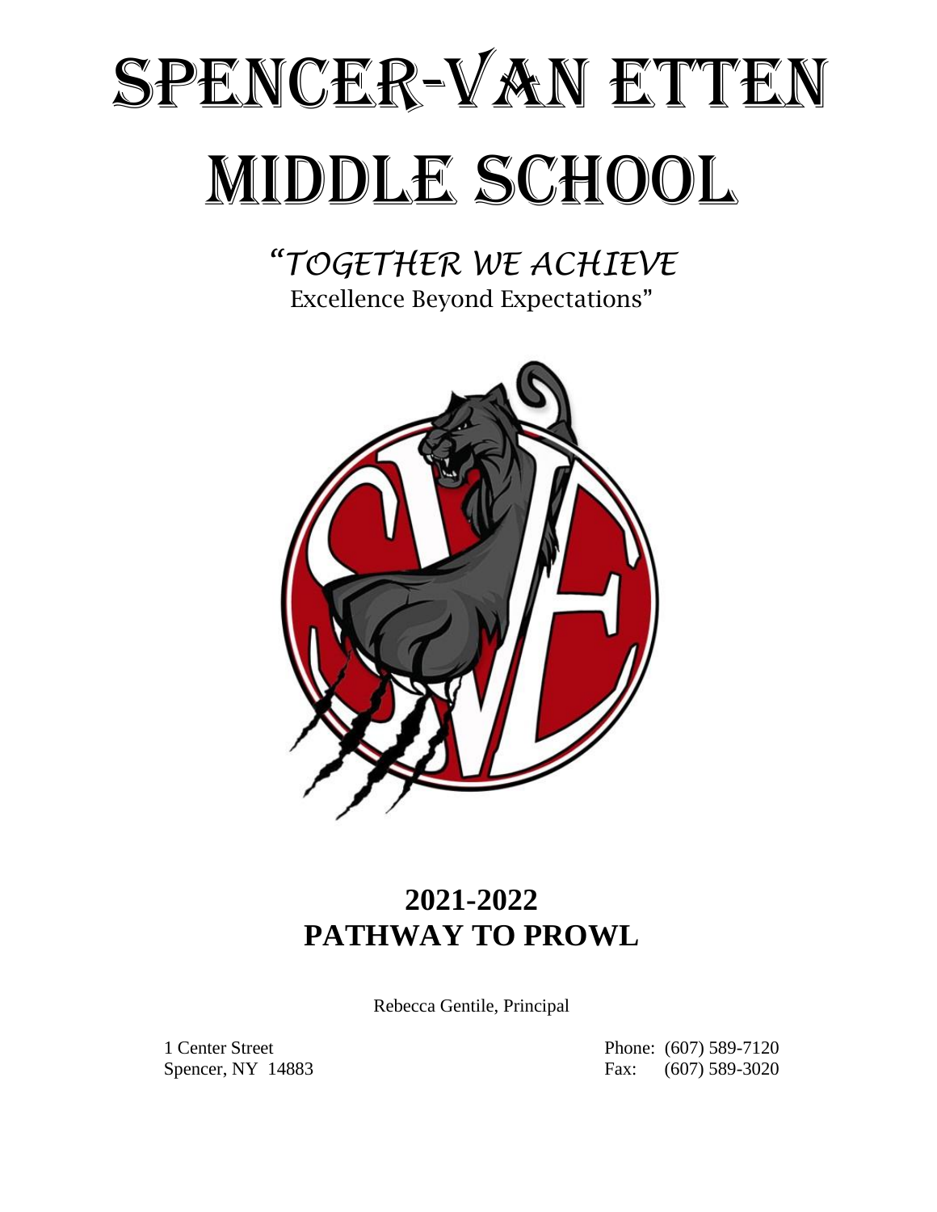# SPENCER-VAN ETTEN MIDDLE SCHOOL

*"TOGETHER WE ACHIEVE*
Excellence Beyond Expectations"

## 2021-2022
## PATHWAY TO PROWL

Rebecca Gentile, Principal

1 Center Street
Spencer, NY 14883

Phone: (607) 589-7120
Fax: (607) 589-3020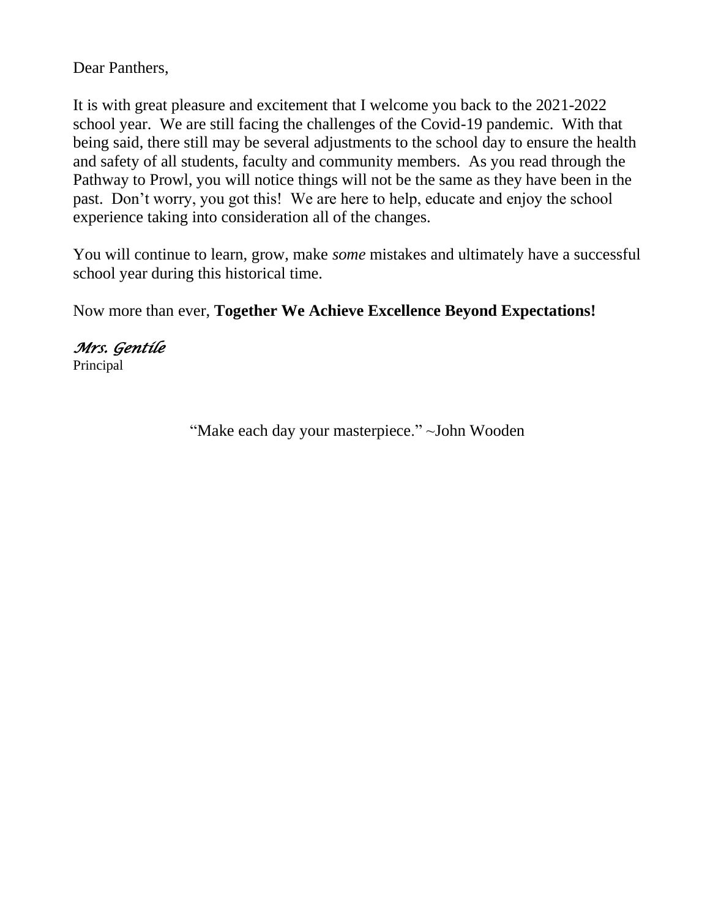Dear Panthers,

It is with great pleasure and excitement that I welcome you back to the 2021-2022 school year. We are still facing the challenges of the Covid-19 pandemic. With that being said, there still may be several adjustments to the school day to ensure the health and safety of all students, faculty and community members. As you read through the Pathway to Prowl, you will notice things will not be the same as they have been in the past. Don't worry, you got this! We are here to help, educate and enjoy the school experience taking into consideration all of the changes.

You will continue to learn, grow, make *some* mistakes and ultimately have a successful school year during this historical time.

Now more than ever, **Together We Achieve Excellence Beyond Expectations!**

*Mrs. Gentile*
Principal

"Make each day your masterpiece." ~John Wooden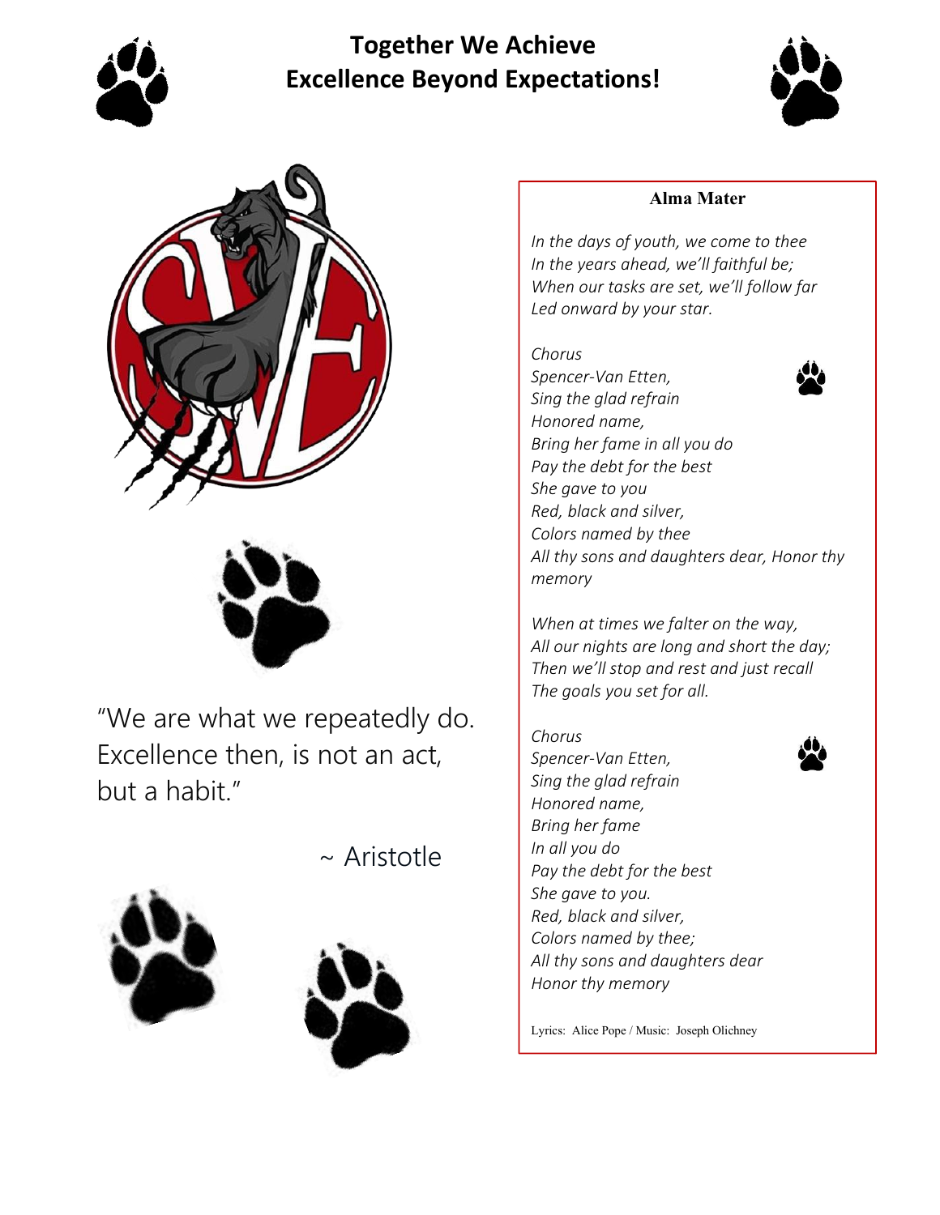# Together We Achieve Excellence Beyond Expectations!

"We are what we repeatedly do. Excellence then, is not an act, but a habit."

~ Aristotle

## Alma Mater

*In the days of youth, we come to thee*
*In the years ahead, we'll faithful be;*
*When our tasks are set, we'll follow far*
*Led onward by your star.*

*Chorus*
*Spencer-Van Etten,*
*Sing the glad refrain*
*Honored name,*
*Bring her fame in all you do*
*Pay the debt for the best*
*She gave to you*
*Red, black and silver,*
*Colors named by thee*
*All thy sons and daughters dear, Honor thy memory*

*When at times we falter on the way,*
*All our nights are long and short the day;*
*Then we'll stop and rest and just recall*
*The goals you set for all.*

*Chorus*
*Spencer-Van Etten,*
*Sing the glad refrain*
*Honored name,*
*Bring her fame*
*In all you do*
*Pay the debt for the best*
*She gave to you.*
*Red, black and silver,*
*Colors named by thee;*
*All thy sons and daughters dear*
*Honor thy memory*

Lyrics: Alice Pope / Music: Joseph Olichney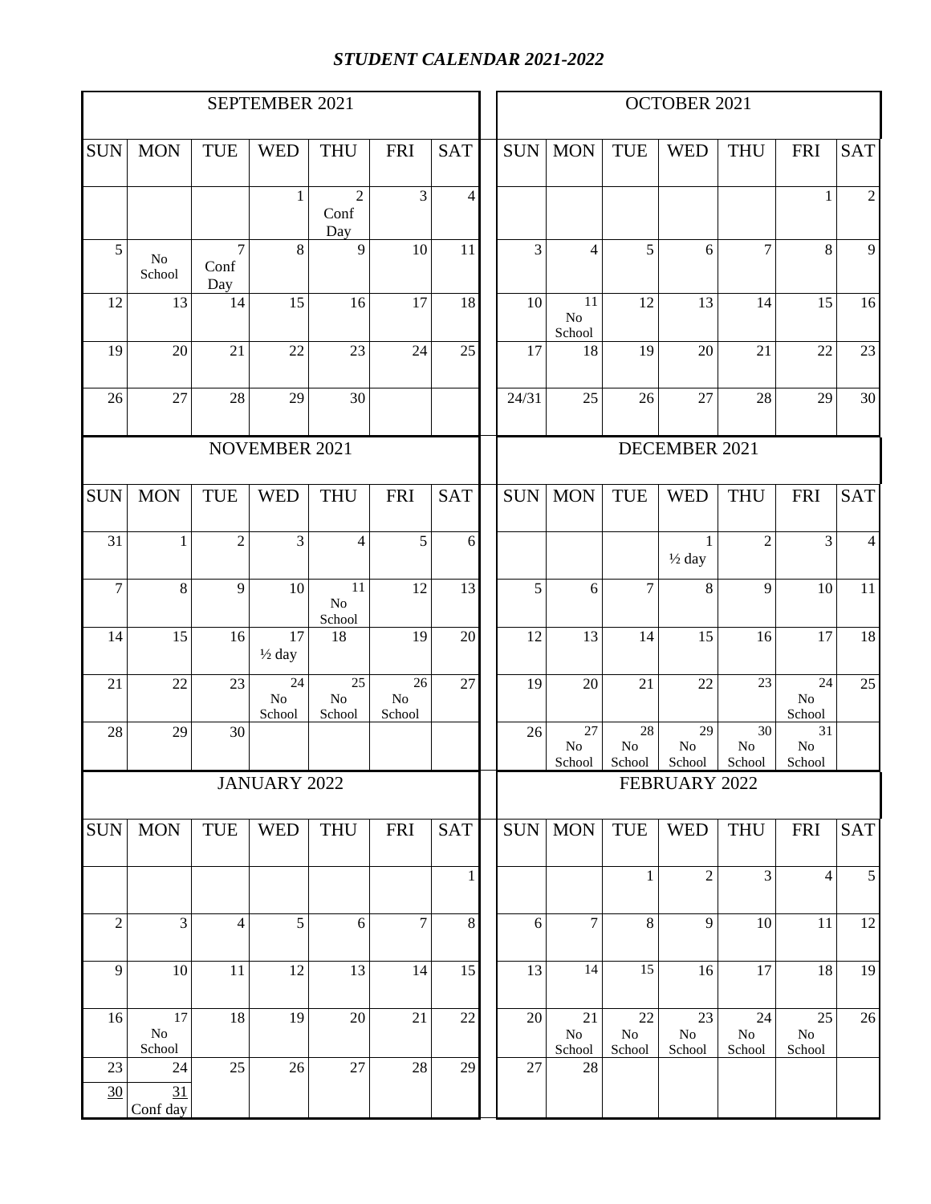# *STUDENT CALENDAR 2021-2022*

## SEPTEMBER 2021

| SUN | MON | TUE | WED | THU | FRI | SAT |
|---|---|---|---|---|---|---|
| | | | 1 | 2 Conf Day | 3 | 4 |
| 5 | No School | 7 Conf Day | 8 | 9 | 10 | 11 |
| 12 | 13 | 14 | 15 | 16 | 17 | 18 |
| 19 | 20 | 21 | 22 | 23 | 24 | 25 |
| 26 | 27 | 28 | 29 | 30 | | |

## OCTOBER 2021

| SUN | MON | TUE | WED | THU | FRI | SAT |
|---|---|---|---|---|---|---|
| | | | | | 1 | 2 |
| 3 | 4 | 5 | 6 | 7 | 8 | 9 |
| 10 | 11 No School | 12 | 13 | 14 | 15 | 16 |
| 17 | 18 | 19 | 20 | 21 | 22 | 23 |
| 24/31 | 25 | 26 | 27 | 28 | 29 | 30 |

## NOVEMBER 2021

| SUN | MON | TUE | WED | THU | FRI | SAT |
|---|---|---|---|---|---|---|
| 31 | 1 | 2 | 3 | 4 | 5 | 6 |
| 7 | 8 | 9 | 10 | 11 No School | 12 | 13 |
| 14 | 15 | 16 | 17 ½ day | 18 | 19 | 20 |
| 21 | 22 | 23 | 24 No School | 25 No School | 26 No School | 27 |
| 28 | 29 | 30 | | | | |

## DECEMBER 2021

| SUN | MON | TUE | WED | THU | FRI | SAT |
|---|---|---|---|---|---|---|
| | | | 1 ½ day | 2 | 3 | 4 |
| 5 | 6 | 7 | 8 | 9 | 10 | 11 |
| 12 | 13 | 14 | 15 | 16 | 17 | 18 |
| 19 | 20 | 21 | 22 | 23 | 24 No School | 25 |
| 26 | 27 No School | 28 No School | 29 No School | 30 No School | 31 No School | |

## JANUARY 2022

| SUN | MON | TUE | WED | THU | FRI | SAT |
|---|---|---|---|---|---|---|
| | | | | | | 1 |
| 2 | 3 | 4 | 5 | 6 | 7 | 8 |
| 9 | 10 | 11 | 12 | 13 | 14 | 15 |
| 16 | 17 No School | 18 | 19 | 20 | 21 | 22 |
| 23 / 30 | 24 / 31 Conf day | 25 | 26 | 27 | 28 | 29 |

## FEBRUARY 2022

| SUN | MON | TUE | WED | THU | FRI | SAT |
|---|---|---|---|---|---|---|
| | | 1 | 2 | 3 | 4 | 5 |
| 6 | 7 | 8 | 9 | 10 | 11 | 12 |
| 13 | 14 | 15 | 16 | 17 | 18 | 19 |
| 20 | 21 No School | 22 No School | 23 No School | 24 No School | 25 No School | 26 |
| 27 | 28 | | | | | |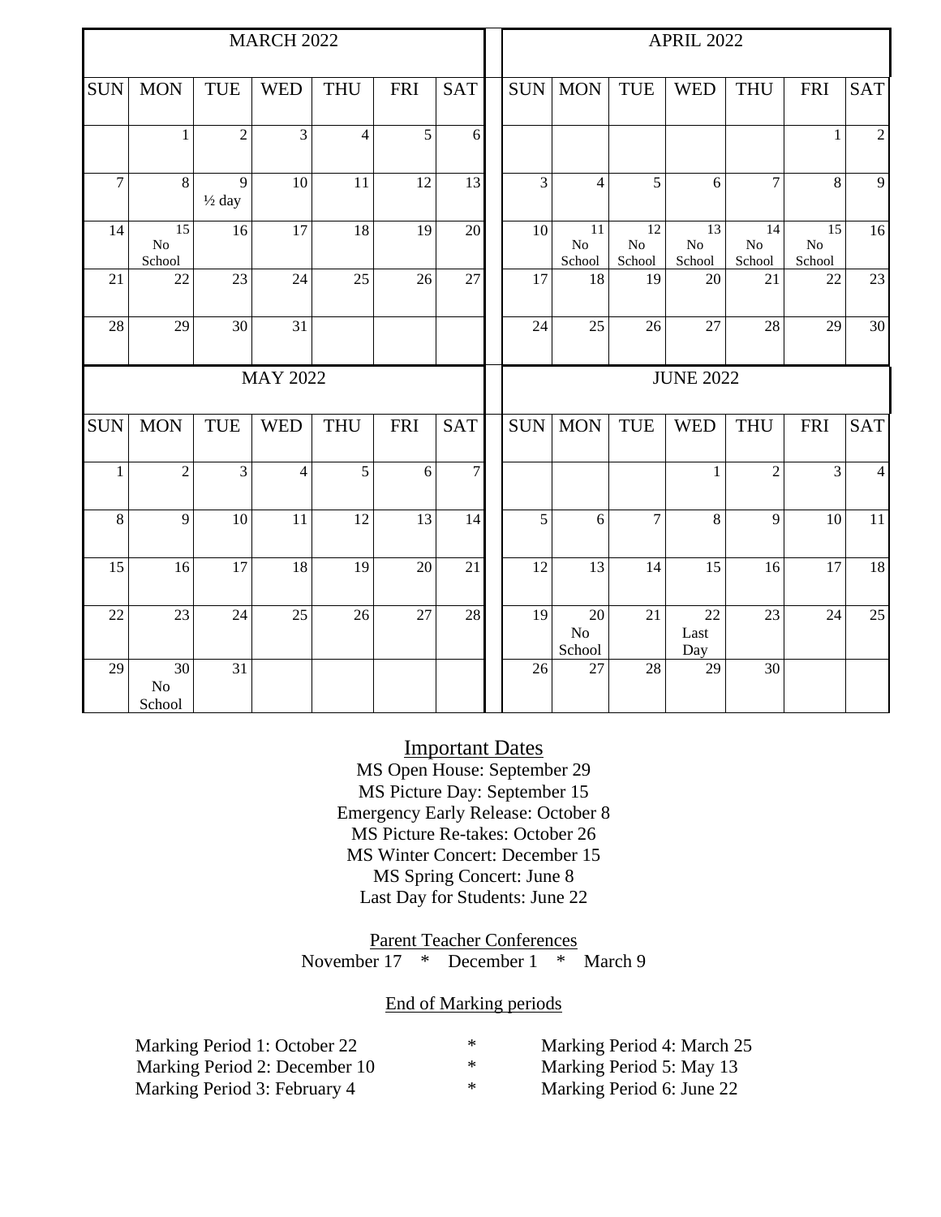## MARCH 2022

| SUN | MON | TUE | WED | THU | FRI | SAT |
|---|---|---|---|---|---|---|
| | 1 | 2 | 3 | 4 | 5 | 6 |
| 7 | 8 | 9 ½ day | 10 | 11 | 12 | 13 |
| 14 | 15 No School | 16 | 17 | 18 | 19 | 20 |
| 21 | 22 | 23 | 24 | 25 | 26 | 27 |
| 28 | 29 | 30 | 31 | | | |

## APRIL 2022

| SUN | MON | TUE | WED | THU | FRI | SAT |
|---|---|---|---|---|---|---|
| | | | | | 1 | 2 |
| 3 | 4 | 5 | 6 | 7 | 8 | 9 |
| 10 | 11 No School | 12 No School | 13 No School | 14 No School | 15 No School | 16 |
| 17 | 18 | 19 | 20 | 21 | 22 | 23 |
| 24 | 25 | 26 | 27 | 28 | 29 | 30 |

## MAY 2022

| SUN | MON | TUE | WED | THU | FRI | SAT |
|---|---|---|---|---|---|---|
| 1 | 2 | 3 | 4 | 5 | 6 | 7 |
| 8 | 9 | 10 | 11 | 12 | 13 | 14 |
| 15 | 16 | 17 | 18 | 19 | 20 | 21 |
| 22 | 23 | 24 | 25 | 26 | 27 | 28 |
| 29 | 30 No School | 31 | | | | |

## JUNE 2022

| SUN | MON | TUE | WED | THU | FRI | SAT |
|---|---|---|---|---|---|---|
| | | | 1 | 2 | 3 | 4 |
| 5 | 6 | 7 | 8 | 9 | 10 | 11 |
| 12 | 13 | 14 | 15 | 16 | 17 | 18 |
| 19 | 20 No School | 21 | 22 Last Day | 23 | 24 | 25 |
| 26 | 27 | 28 | 29 | 30 | | |

## Important Dates

MS Open House: September 29
MS Picture Day: September 15
Emergency Early Release: October 8
MS Picture Re-takes: October 26
MS Winter Concert: December 15
MS Spring Concert: June 8
Last Day for Students: June 22

### Parent Teacher Conferences

November 17 * December 1 * March 9

### End of Marking periods

Marking Period 1: October 22 * Marking Period 4: March 25
Marking Period 2: December 10 * Marking Period 5: May 13
Marking Period 3: February 4 * Marking Period 6: June 22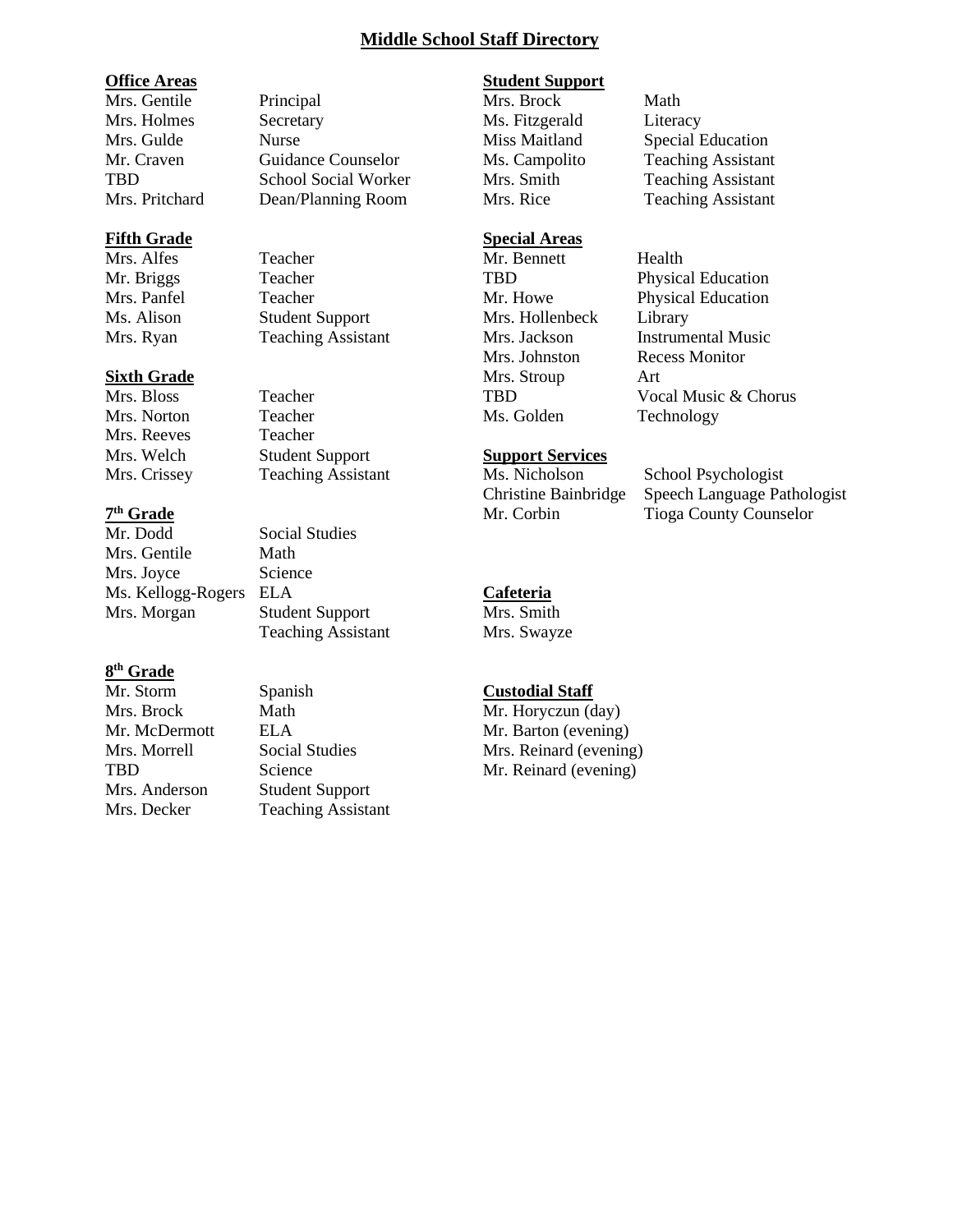# Middle School Staff Directory

## Office Areas

| | |
|---|---|
| Mrs. Gentile | Principal |
| Mrs. Holmes | Secretary |
| Mrs. Gulde | Nurse |
| Mr. Craven | Guidance Counselor |
| TBD | School Social Worker |
| Mrs. Pritchard | Dean/Planning Room |

## Fifth Grade

| | |
|---|---|
| Mrs. Alfes | Teacher |
| Mr. Briggs | Teacher |
| Mrs. Panfel | Teacher |
| Ms. Alison | Student Support |
| Mrs. Ryan | Teaching Assistant |

## Sixth Grade

| | |
|---|---|
| Mrs. Bloss | Teacher |
| Mrs. Norton | Teacher |
| Mrs. Reeves | Teacher |
| Mrs. Welch | Student Support |
| Mrs. Crissey | Teaching Assistant |

## 7th Grade

| | |
|---|---|
| Mr. Dodd | Social Studies |
| Mrs. Gentile | Math |
| Mrs. Joyce | Science |
| Ms. Kellogg-Rogers | ELA |
| Mrs. Morgan | Student Support |
| | Teaching Assistant |

## 8th Grade

| | |
|---|---|
| Mr. Storm | Spanish |
| Mrs. Brock | Math |
| Mr. McDermott | ELA |
| Mrs. Morrell | Social Studies |
| TBD | Science |
| Mrs. Anderson | Student Support |
| Mrs. Decker | Teaching Assistant |

## Student Support

| | |
|---|---|
| Mrs. Brock | Math |
| Ms. Fitzgerald | Literacy |
| Miss Maitland | Special Education |
| Ms. Campolito | Teaching Assistant |
| Mrs. Smith | Teaching Assistant |
| Mrs. Rice | Teaching Assistant |

## Special Areas

| | |
|---|---|
| Mr. Bennett | Health |
| TBD | Physical Education |
| Mr. Howe | Physical Education |
| Mrs. Hollenbeck | Library |
| Mrs. Jackson | Instrumental Music |
| Mrs. Johnston | Recess Monitor |
| Mrs. Stroup | Art |
| TBD | Vocal Music & Chorus |
| Ms. Golden | Technology |

## Support Services

| | |
|---|---|
| Ms. Nicholson | School Psychologist |
| Christine Bainbridge | Speech Language Pathologist |
| Mr. Corbin | Tioga County Counselor |

## Cafeteria

Mrs. Smith
Mrs. Swayze

## Custodial Staff

Mr. Horyczun (day)
Mr. Barton (evening)
Mrs. Reinard (evening)
Mr. Reinard (evening)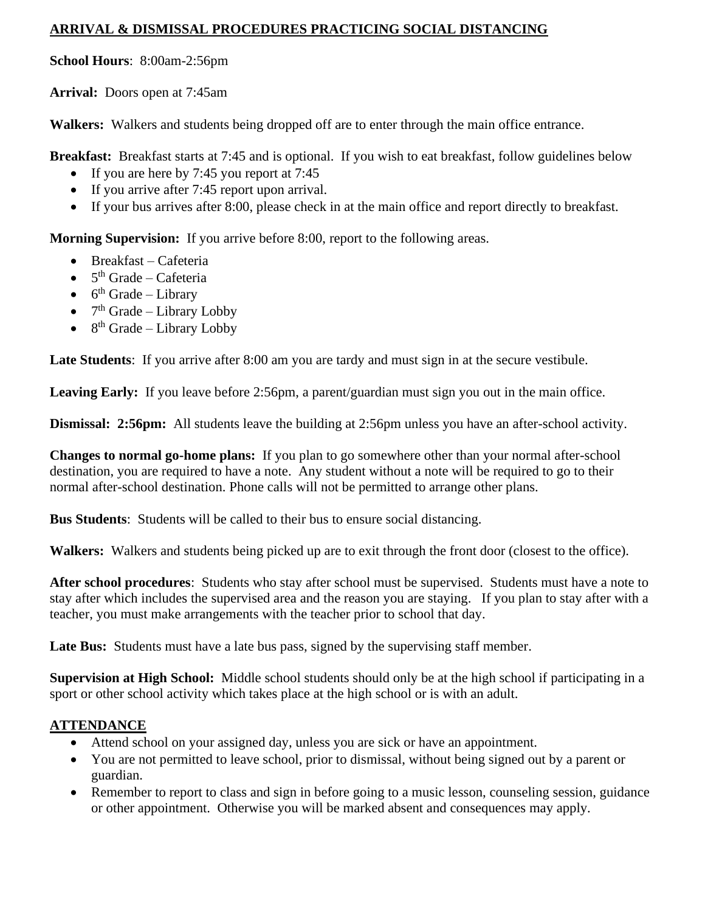## ARRIVAL & DISMISSAL PROCEDURES PRACTICING SOCIAL DISTANCING

**School Hours**: 8:00am-2:56pm

**Arrival:** Doors open at 7:45am

**Walkers:** Walkers and students being dropped off are to enter through the main office entrance.

**Breakfast:** Breakfast starts at 7:45 and is optional. If you wish to eat breakfast, follow guidelines below

- If you are here by 7:45 you report at 7:45
- If you arrive after 7:45 report upon arrival.
- If your bus arrives after 8:00, please check in at the main office and report directly to breakfast.

**Morning Supervision:** If you arrive before 8:00, report to the following areas.

- Breakfast – Cafeteria
- 5th Grade – Cafeteria
- 6th Grade – Library
- 7th Grade – Library Lobby
- 8th Grade – Library Lobby

**Late Students**: If you arrive after 8:00 am you are tardy and must sign in at the secure vestibule.

**Leaving Early:** If you leave before 2:56pm, a parent/guardian must sign you out in the main office.

**Dismissal: 2:56pm:** All students leave the building at 2:56pm unless you have an after-school activity.

**Changes to normal go-home plans:** If you plan to go somewhere other than your normal after-school destination, you are required to have a note. Any student without a note will be required to go to their normal after-school destination. Phone calls will not be permitted to arrange other plans.

**Bus Students**: Students will be called to their bus to ensure social distancing.

**Walkers:** Walkers and students being picked up are to exit through the front door (closest to the office).

**After school procedures**: Students who stay after school must be supervised. Students must have a note to stay after which includes the supervised area and the reason you are staying. If you plan to stay after with a teacher, you must make arrangements with the teacher prior to school that day.

**Late Bus:** Students must have a late bus pass, signed by the supervising staff member.

**Supervision at High School:** Middle school students should only be at the high school if participating in a sport or other school activity which takes place at the high school or is with an adult.

## ATTENDANCE

- Attend school on your assigned day, unless you are sick or have an appointment.
- You are not permitted to leave school, prior to dismissal, without being signed out by a parent or guardian.
- Remember to report to class and sign in before going to a music lesson, counseling session, guidance or other appointment. Otherwise you will be marked absent and consequences may apply.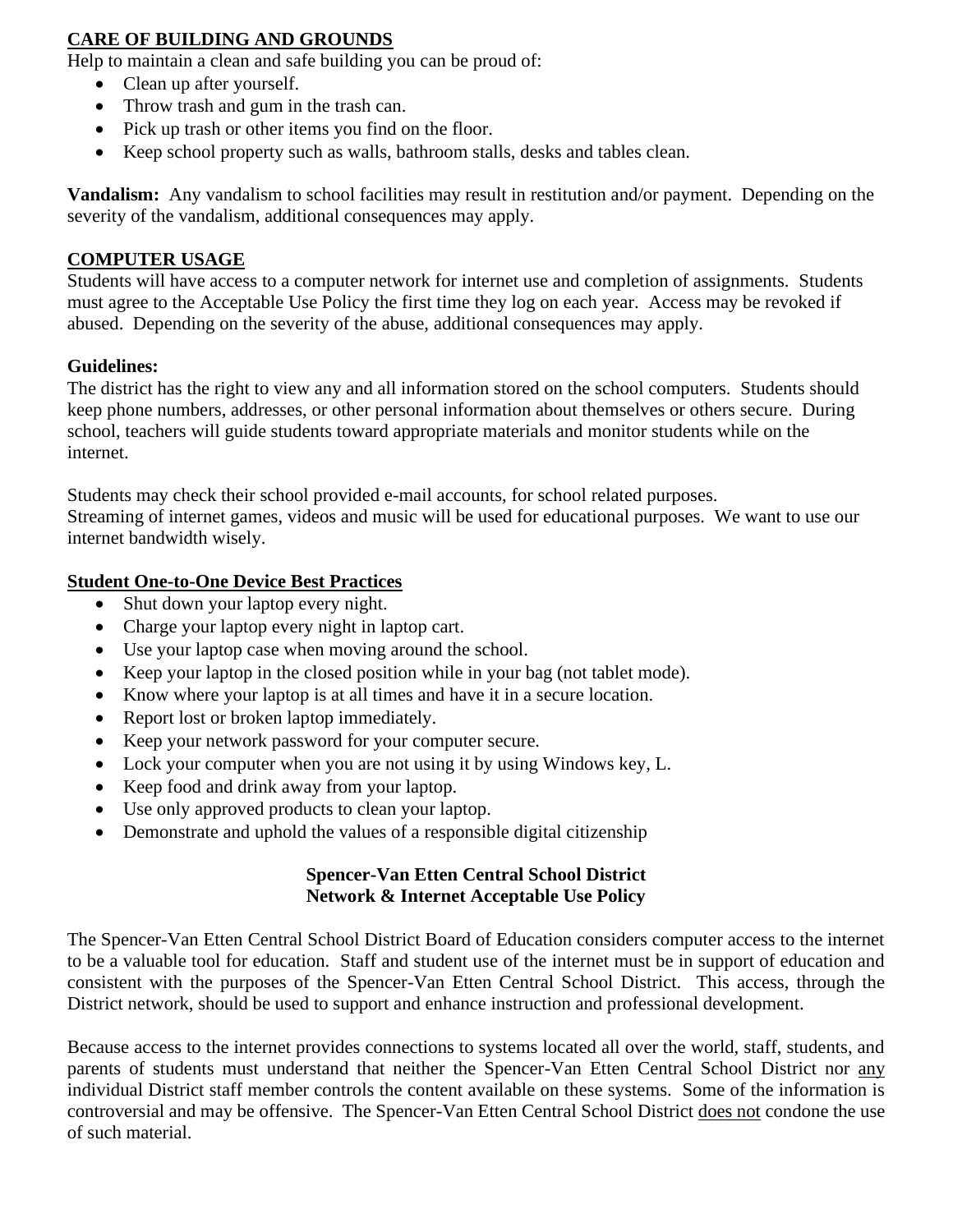## CARE OF BUILDING AND GROUNDS

Help to maintain a clean and safe building you can be proud of:

- Clean up after yourself.
- Throw trash and gum in the trash can.
- Pick up trash or other items you find on the floor.
- Keep school property such as walls, bathroom stalls, desks and tables clean.

**Vandalism:** Any vandalism to school facilities may result in restitution and/or payment. Depending on the severity of the vandalism, additional consequences may apply.

## COMPUTER USAGE

Students will have access to a computer network for internet use and completion of assignments. Students must agree to the Acceptable Use Policy the first time they log on each year. Access may be revoked if abused. Depending on the severity of the abuse, additional consequences may apply.

**Guidelines:**

The district has the right to view any and all information stored on the school computers. Students should keep phone numbers, addresses, or other personal information about themselves or others secure. During school, teachers will guide students toward appropriate materials and monitor students while on the internet.

Students may check their school provided e-mail accounts, for school related purposes.
Streaming of internet games, videos and music will be used for educational purposes. We want to use our internet bandwidth wisely.

## Student One-to-One Device Best Practices

- Shut down your laptop every night.
- Charge your laptop every night in laptop cart.
- Use your laptop case when moving around the school.
- Keep your laptop in the closed position while in your bag (not tablet mode).
- Know where your laptop is at all times and have it in a secure location.
- Report lost or broken laptop immediately.
- Keep your network password for your computer secure.
- Lock your computer when you are not using it by using Windows key, L.
- Keep food and drink away from your laptop.
- Use only approved products to clean your laptop.
- Demonstrate and uphold the values of a responsible digital citizenship

### Spencer-Van Etten Central School District
### Network & Internet Acceptable Use Policy

The Spencer-Van Etten Central School District Board of Education considers computer access to the internet to be a valuable tool for education. Staff and student use of the internet must be in support of education and consistent with the purposes of the Spencer-Van Etten Central School District. This access, through the District network, should be used to support and enhance instruction and professional development.

Because access to the internet provides connections to systems located all over the world, staff, students, and parents of students must understand that neither the Spencer-Van Etten Central School District nor <u>any</u> individual District staff member controls the content available on these systems. Some of the information is controversial and may be offensive. The Spencer-Van Etten Central School District <u>does not</u> condone the use of such material.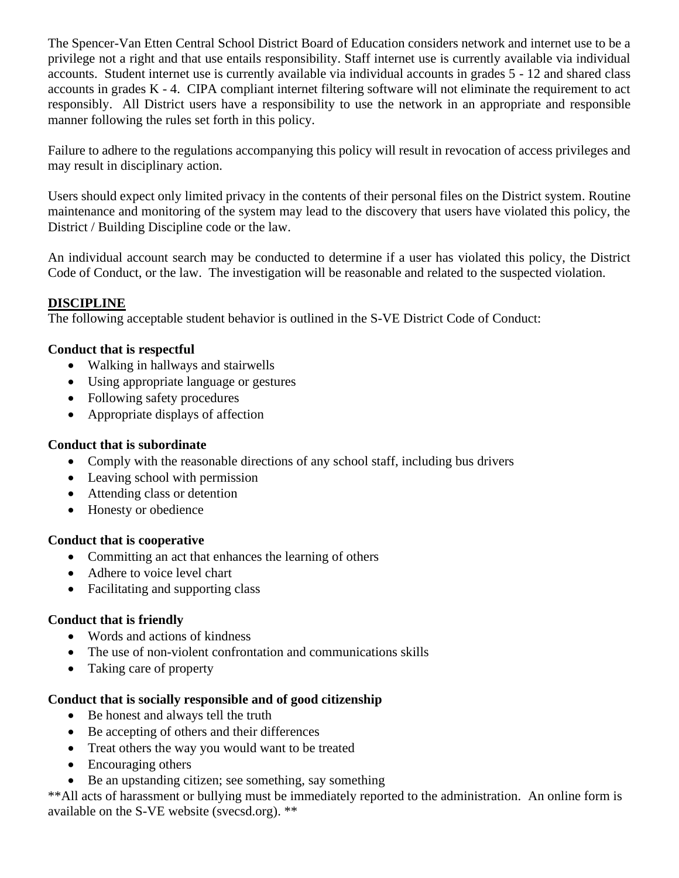The Spencer-Van Etten Central School District Board of Education considers network and internet use to be a privilege not a right and that use entails responsibility. Staff internet use is currently available via individual accounts. Student internet use is currently available via individual accounts in grades 5 - 12 and shared class accounts in grades K - 4. CIPA compliant internet filtering software will not eliminate the requirement to act responsibly. All District users have a responsibility to use the network in an appropriate and responsible manner following the rules set forth in this policy.

Failure to adhere to the regulations accompanying this policy will result in revocation of access privileges and may result in disciplinary action.

Users should expect only limited privacy in the contents of their personal files on the District system. Routine maintenance and monitoring of the system may lead to the discovery that users have violated this policy, the District / Building Discipline code or the law.

An individual account search may be conducted to determine if a user has violated this policy, the District Code of Conduct, or the law. The investigation will be reasonable and related to the suspected violation.

## DISCIPLINE

The following acceptable student behavior is outlined in the S-VE District Code of Conduct:

**Conduct that is respectful**

- Walking in hallways and stairwells
- Using appropriate language or gestures
- Following safety procedures
- Appropriate displays of affection

**Conduct that is subordinate**

- Comply with the reasonable directions of any school staff, including bus drivers
- Leaving school with permission
- Attending class or detention
- Honesty or obedience

**Conduct that is cooperative**

- Committing an act that enhances the learning of others
- Adhere to voice level chart
- Facilitating and supporting class

**Conduct that is friendly**

- Words and actions of kindness
- The use of non-violent confrontation and communications skills
- Taking care of property

**Conduct that is socially responsible and of good citizenship**

- Be honest and always tell the truth
- Be accepting of others and their differences
- Treat others the way you would want to be treated
- Encouraging others
- Be an upstanding citizen; see something, say something

**All acts of harassment or bullying must be immediately reported to the administration. An online form is available on the S-VE website (svecsd.org). **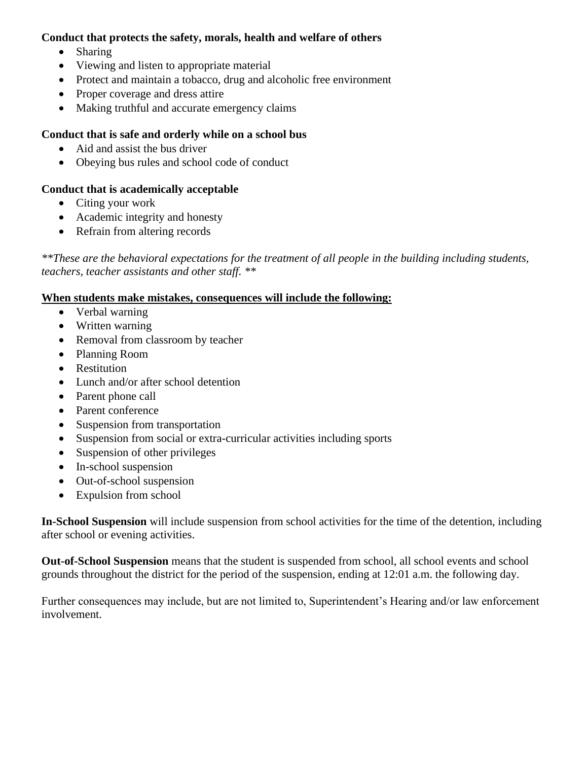**Conduct that protects the safety, morals, health and welfare of others**

- Sharing
- Viewing and listen to appropriate material
- Protect and maintain a tobacco, drug and alcoholic free environment
- Proper coverage and dress attire
- Making truthful and accurate emergency claims

**Conduct that is safe and orderly while on a school bus**

- Aid and assist the bus driver
- Obeying bus rules and school code of conduct

**Conduct that is academically acceptable**

- Citing your work
- Academic integrity and honesty
- Refrain from altering records

*\*\*These are the behavioral expectations for the treatment of all people in the building including students, teachers, teacher assistants and other staff. \*\**

**<u>When students make mistakes, consequences will include the following:</u>**

- Verbal warning
- Written warning
- Removal from classroom by teacher
- Planning Room
- Restitution
- Lunch and/or after school detention
- Parent phone call
- Parent conference
- Suspension from transportation
- Suspension from social or extra-curricular activities including sports
- Suspension of other privileges
- In-school suspension
- Out-of-school suspension
- Expulsion from school

**In-School Suspension** will include suspension from school activities for the time of the detention, including after school or evening activities.

**Out-of-School Suspension** means that the student is suspended from school, all school events and school grounds throughout the district for the period of the suspension, ending at 12:01 a.m. the following day.

Further consequences may include, but are not limited to, Superintendent's Hearing and/or law enforcement involvement.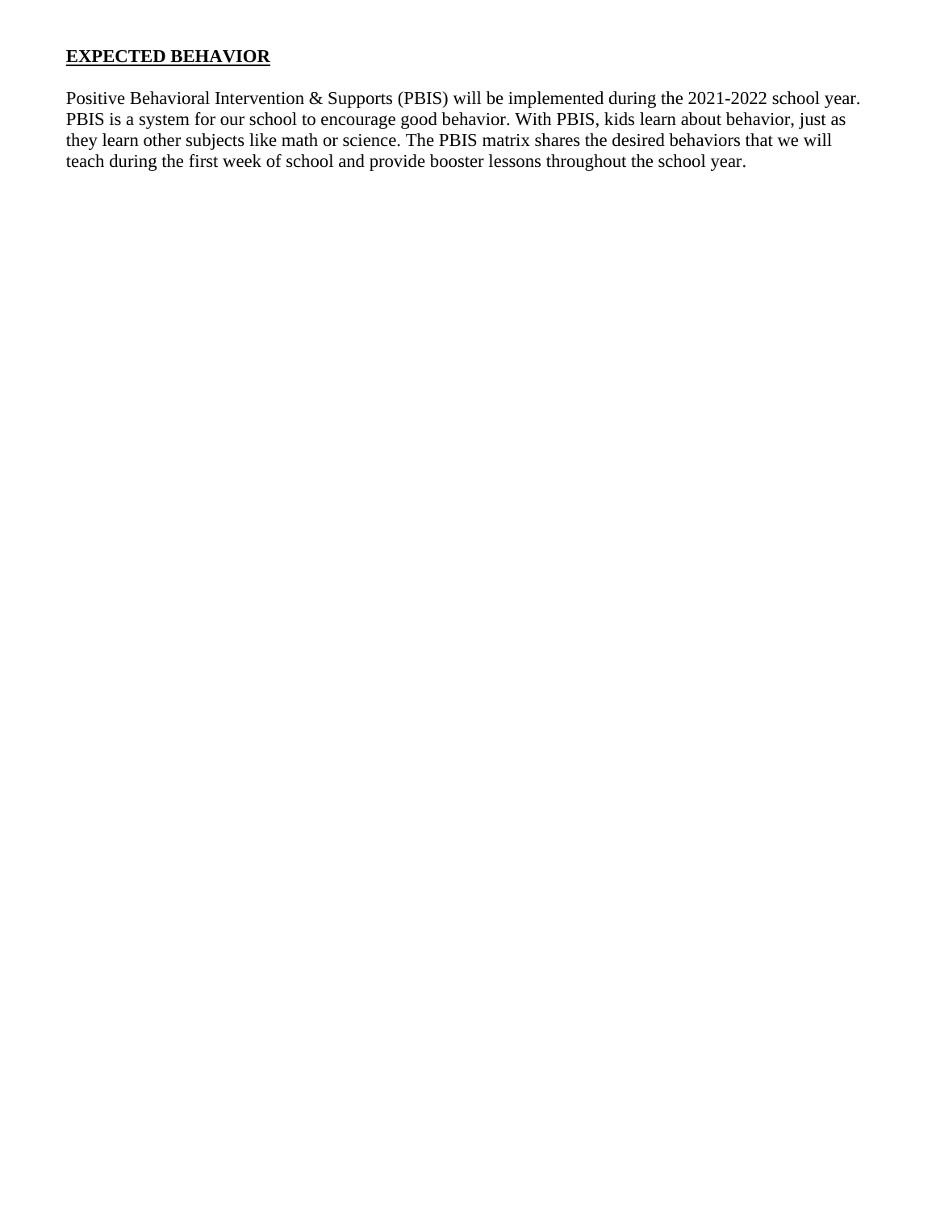## **EXPECTED BEHAVIOR**

Positive Behavioral Intervention & Supports (PBIS) will be implemented during the 2021-2022 school year. PBIS is a system for our school to encourage good behavior. With PBIS, kids learn about behavior, just as they learn other subjects like math or science. The PBIS matrix shares the desired behaviors that we will teach during the first week of school and provide booster lessons throughout the school year.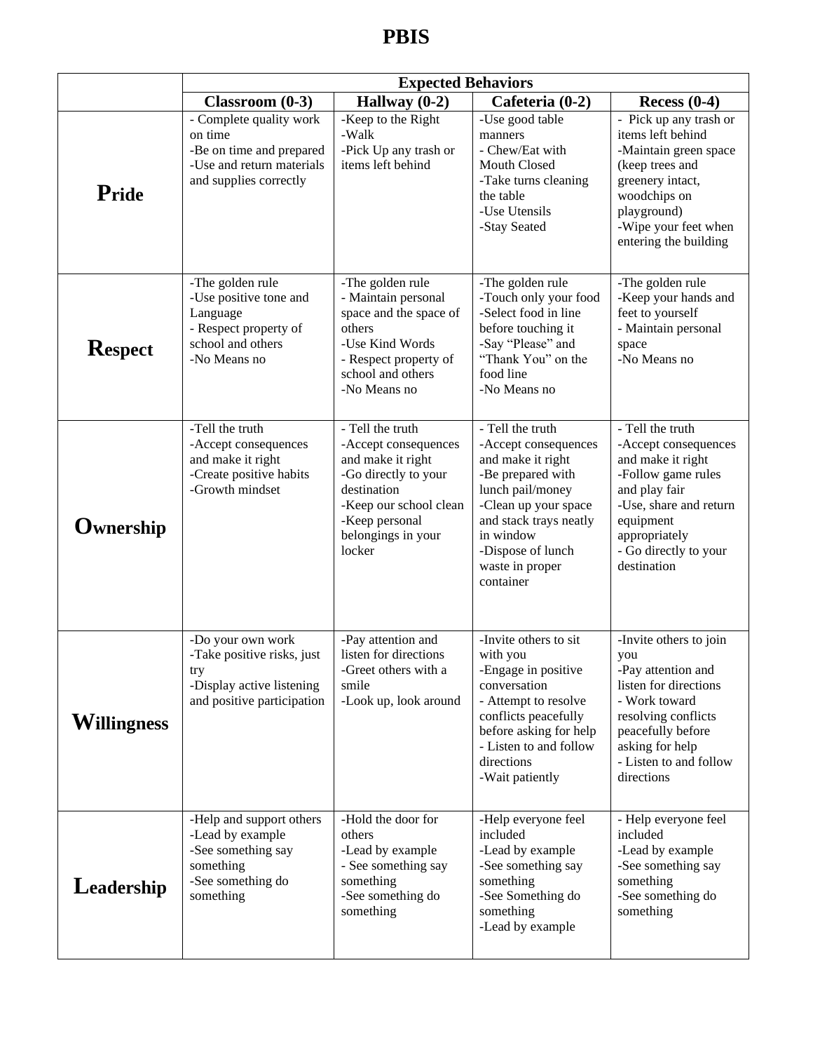# PBIS

| | Expected Behaviors | | | |
|---|---|---|---|---|
| | **Classroom (0-3)** | **Hallway (0-2)** | **Cafeteria (0-2)** | **Recess (0-4)** |
| **Pride** | - Complete quality work on time<br>-Be on time and prepared<br>-Use and return materials and supplies correctly | -Keep to the Right<br>-Walk<br>-Pick Up any trash or items left behind | -Use good table manners<br>- Chew/Eat with Mouth Closed<br>-Take turns cleaning the table<br>-Use Utensils<br>-Stay Seated | - Pick up any trash or items left behind<br>-Maintain green space (keep trees and greenery intact, woodchips on playground)<br>-Wipe your feet when entering the building |
| **Respect** | -The golden rule<br>-Use positive tone and Language<br>- Respect property of school and others<br>-No Means no | -The golden rule<br>- Maintain personal space and the space of others<br>-Use Kind Words<br>- Respect property of school and others<br>-No Means no | -The golden rule<br>-Touch only your food<br>-Select food in line before touching it<br>-Say "Please" and "Thank You" on the food line<br>-No Means no | -The golden rule<br>-Keep your hands and feet to yourself<br>- Maintain personal space<br>-No Means no |
| **Ownership** | -Tell the truth<br>-Accept consequences and make it right<br>-Create positive habits<br>-Growth mindset | - Tell the truth<br>-Accept consequences and make it right<br>-Go directly to your destination<br>-Keep our school clean<br>-Keep personal belongings in your locker | - Tell the truth<br>-Accept consequences and make it right<br>-Be prepared with lunch pail/money<br>-Clean up your space and stack trays neatly in window<br>-Dispose of lunch waste in proper container | - Tell the truth<br>-Accept consequences and make it right<br>-Follow game rules and play fair<br>-Use, share and return equipment appropriately<br>- Go directly to your destination |
| **Willingness** | -Do your own work<br>-Take positive risks, just try<br>-Display active listening and positive participation | -Pay attention and listen for directions<br>-Greet others with a smile<br>-Look up, look around | -Invite others to sit with you<br>-Engage in positive conversation<br>- Attempt to resolve conflicts peacefully before asking for help<br>- Listen to and follow directions<br>-Wait patiently | -Invite others to join you<br>-Pay attention and listen for directions<br>- Work toward resolving conflicts peacefully before asking for help<br>- Listen to and follow directions |
| **Leadership** | -Help and support others<br>-Lead by example<br>-See something say something<br>-See something do something | -Hold the door for others<br>-Lead by example<br>- See something say something<br>-See something do something | -Help everyone feel included<br>-Lead by example<br>-See something say something<br>-See Something do something<br>-Lead by example | - Help everyone feel included<br>-Lead by example<br>-See something say something<br>-See something do something |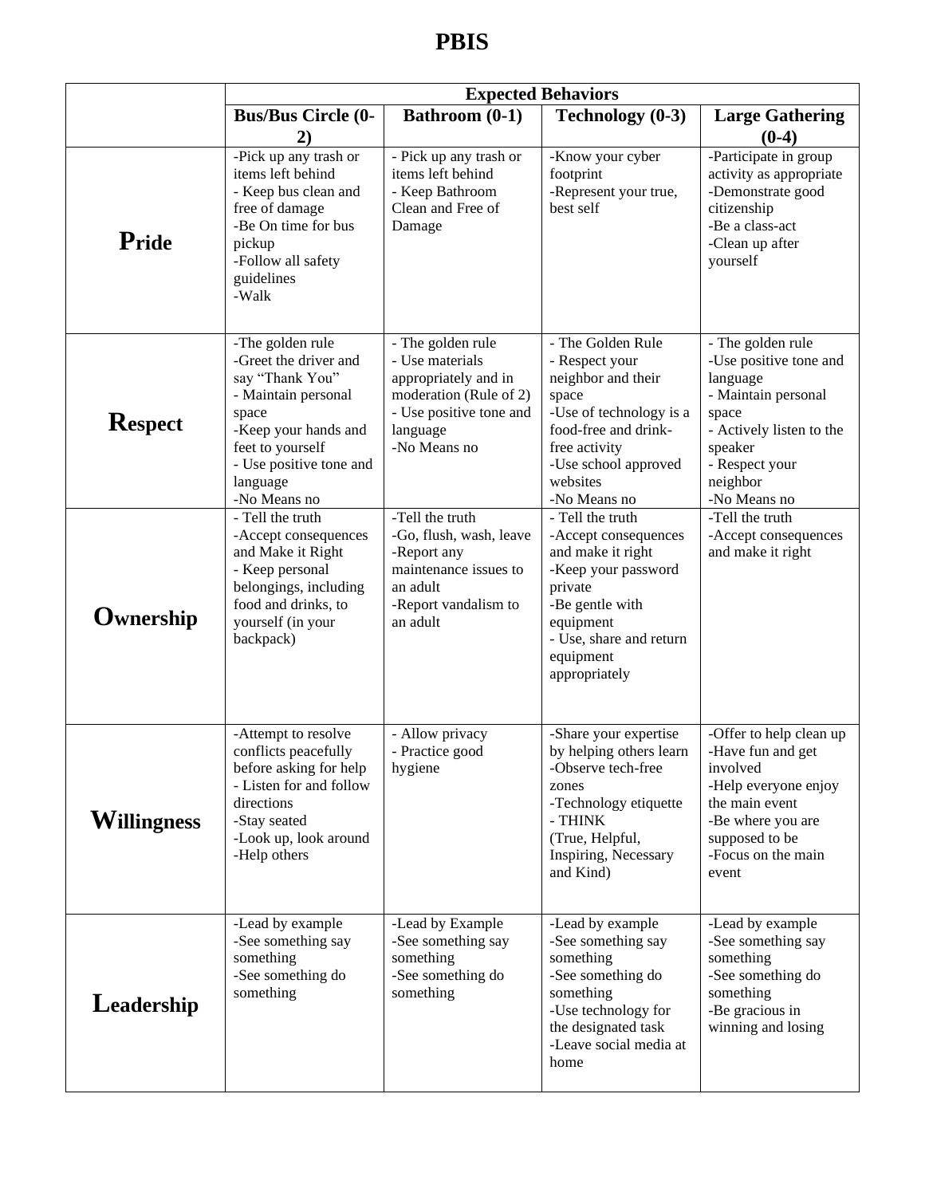# PBIS

| | Expected Behaviors | | | |
|---|---|---|---|---|
| | **Bus/Bus Circle (0-2)** | **Bathroom (0-1)** | **Technology (0-3)** | **Large Gathering (0-4)** |
| **Pride** | -Pick up any trash or items left behind<br>- Keep bus clean and free of damage<br>-Be On time for bus pickup<br>-Follow all safety guidelines<br>-Walk | - Pick up any trash or items left behind<br>- Keep Bathroom Clean and Free of Damage | -Know your cyber footprint<br>-Represent your true, best self | -Participate in group activity as appropriate<br>-Demonstrate good citizenship<br>-Be a class-act<br>-Clean up after yourself |
| **Respect** | -The golden rule<br>-Greet the driver and say "Thank You"<br>- Maintain personal space<br>-Keep your hands and feet to yourself<br>- Use positive tone and language<br>-No Means no | - The golden rule<br>- Use materials appropriately and in moderation (Rule of 2)<br>- Use positive tone and language<br>-No Means no | - The Golden Rule<br>- Respect your neighbor and their space<br>-Use of technology is a food-free and drink-free activity<br>-Use school approved websites<br>-No Means no | - The golden rule<br>-Use positive tone and language<br>- Maintain personal space<br>- Actively listen to the speaker<br>- Respect your neighbor<br>-No Means no |
| **Ownership** | - Tell the truth<br>-Accept consequences and Make it Right<br>- Keep personal belongings, including food and drinks, to yourself (in your backpack) | -Tell the truth<br>-Go, flush, wash, leave<br>-Report any maintenance issues to an adult<br>-Report vandalism to an adult | - Tell the truth<br>-Accept consequences and make it right<br>-Keep your password private<br>-Be gentle with equipment<br>- Use, share and return equipment appropriately | -Tell the truth<br>-Accept consequences and make it right |
| **Willingness** | -Attempt to resolve conflicts peacefully before asking for help<br>- Listen for and follow directions<br>-Stay seated<br>-Look up, look around<br>-Help others | - Allow privacy<br>- Practice good hygiene | -Share your expertise by helping others learn<br>-Observe tech-free zones<br>-Technology etiquette<br>- THINK (True, Helpful, Inspiring, Necessary and Kind) | -Offer to help clean up<br>-Have fun and get involved<br>-Help everyone enjoy the main event<br>-Be where you are supposed to be<br>-Focus on the main event |
| **Leadership** | -Lead by example<br>-See something say something<br>-See something do something | -Lead by Example<br>-See something say something<br>-See something do something | -Lead by example<br>-See something say something<br>-See something do something<br>-Use technology for the designated task<br>-Leave social media at home | -Lead by example<br>-See something say something<br>-See something do something<br>-Be gracious in winning and losing |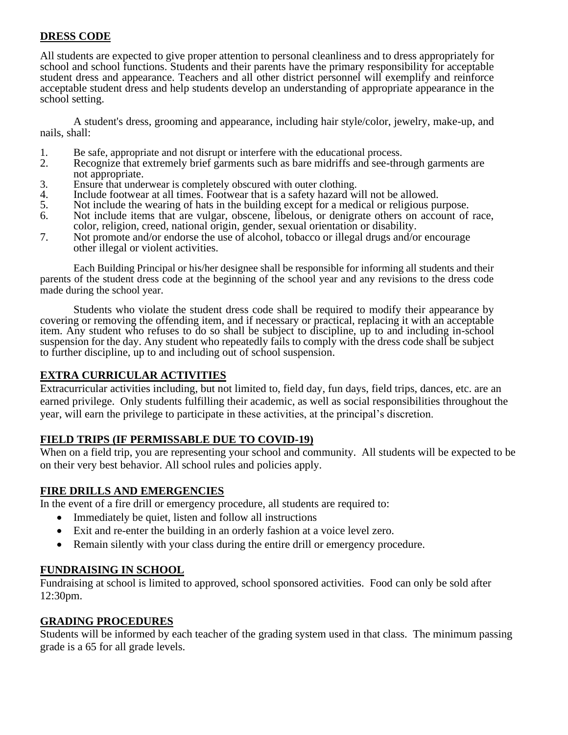## DRESS CODE

All students are expected to give proper attention to personal cleanliness and to dress appropriately for school and school functions. Students and their parents have the primary responsibility for acceptable student dress and appearance. Teachers and all other district personnel will exemplify and reinforce acceptable student dress and help students develop an understanding of appropriate appearance in the school setting.

A student's dress, grooming and appearance, including hair style/color, jewelry, make-up, and nails, shall:

1. Be safe, appropriate and not disrupt or interfere with the educational process.
2. Recognize that extremely brief garments such as bare midriffs and see-through garments are not appropriate.
3. Ensure that underwear is completely obscured with outer clothing.
4. Include footwear at all times. Footwear that is a safety hazard will not be allowed.
5. Not include the wearing of hats in the building except for a medical or religious purpose.
6. Not include items that are vulgar, obscene, libelous, or denigrate others on account of race, color, religion, creed, national origin, gender, sexual orientation or disability.
7. Not promote and/or endorse the use of alcohol, tobacco or illegal drugs and/or encourage other illegal or violent activities.

Each Building Principal or his/her designee shall be responsible for informing all students and their parents of the student dress code at the beginning of the school year and any revisions to the dress code made during the school year.

Students who violate the student dress code shall be required to modify their appearance by covering or removing the offending item, and if necessary or practical, replacing it with an acceptable item. Any student who refuses to do so shall be subject to discipline, up to and including in-school suspension for the day. Any student who repeatedly fails to comply with the dress code shall be subject to further discipline, up to and including out of school suspension.

## EXTRA CURRICULAR ACTIVITIES

Extracurricular activities including, but not limited to, field day, fun days, field trips, dances, etc. are an earned privilege. Only students fulfilling their academic, as well as social responsibilities throughout the year, will earn the privilege to participate in these activities, at the principal's discretion.

## FIELD TRIPS (IF PERMISSABLE DUE TO COVID-19)

When on a field trip, you are representing your school and community. All students will be expected to be on their very best behavior. All school rules and policies apply.

## FIRE DRILLS AND EMERGENCIES

In the event of a fire drill or emergency procedure, all students are required to:

- Immediately be quiet, listen and follow all instructions
- Exit and re-enter the building in an orderly fashion at a voice level zero.
- Remain silently with your class during the entire drill or emergency procedure.

## FUNDRAISING IN SCHOOL

Fundraising at school is limited to approved, school sponsored activities. Food can only be sold after 12:30pm.

## GRADING PROCEDURES

Students will be informed by each teacher of the grading system used in that class. The minimum passing grade is a 65 for all grade levels.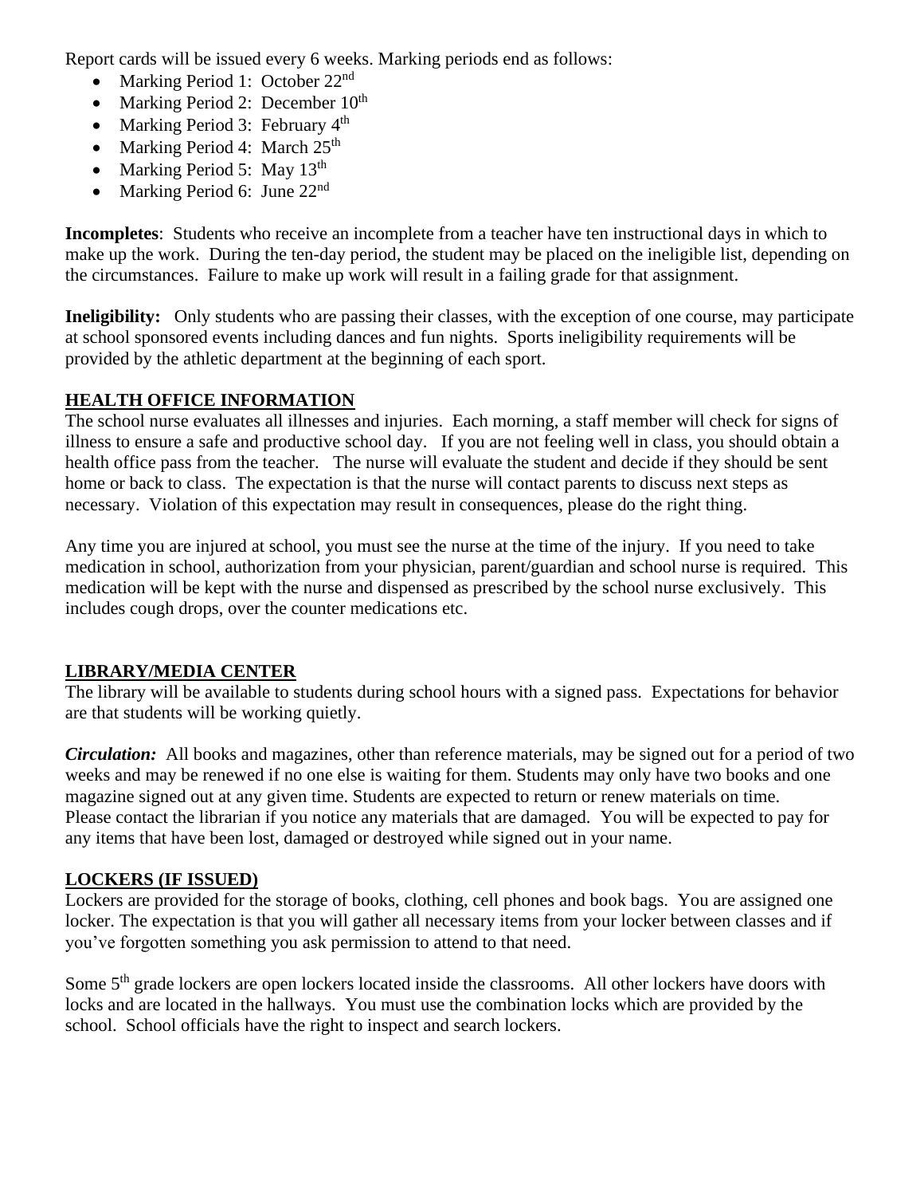Report cards will be issued every 6 weeks. Marking periods end as follows:

- Marking Period 1: October 22nd
- Marking Period 2: December 10th
- Marking Period 3: February 4th
- Marking Period 4: March 25th
- Marking Period 5: May 13th
- Marking Period 6: June 22nd

**Incompletes**: Students who receive an incomplete from a teacher have ten instructional days in which to make up the work. During the ten-day period, the student may be placed on the ineligible list, depending on the circumstances. Failure to make up work will result in a failing grade for that assignment.

**Ineligibility:** Only students who are passing their classes, with the exception of one course, may participate at school sponsored events including dances and fun nights. Sports ineligibility requirements will be provided by the athletic department at the beginning of each sport.

## HEALTH OFFICE INFORMATION

The school nurse evaluates all illnesses and injuries. Each morning, a staff member will check for signs of illness to ensure a safe and productive school day. If you are not feeling well in class, you should obtain a health office pass from the teacher. The nurse will evaluate the student and decide if they should be sent home or back to class. The expectation is that the nurse will contact parents to discuss next steps as necessary. Violation of this expectation may result in consequences, please do the right thing.

Any time you are injured at school, you must see the nurse at the time of the injury. If you need to take medication in school, authorization from your physician, parent/guardian and school nurse is required. This medication will be kept with the nurse and dispensed as prescribed by the school nurse exclusively. This includes cough drops, over the counter medications etc.

## LIBRARY/MEDIA CENTER

The library will be available to students during school hours with a signed pass. Expectations for behavior are that students will be working quietly.

***Circulation:*** All books and magazines, other than reference materials, may be signed out for a period of two weeks and may be renewed if no one else is waiting for them. Students may only have two books and one magazine signed out at any given time. Students are expected to return or renew materials on time. Please contact the librarian if you notice any materials that are damaged. You will be expected to pay for any items that have been lost, damaged or destroyed while signed out in your name.

## LOCKERS (IF ISSUED)

Lockers are provided for the storage of books, clothing, cell phones and book bags. You are assigned one locker. The expectation is that you will gather all necessary items from your locker between classes and if you've forgotten something you ask permission to attend to that need.

Some 5th grade lockers are open lockers located inside the classrooms. All other lockers have doors with locks and are located in the hallways. You must use the combination locks which are provided by the school. School officials have the right to inspect and search lockers.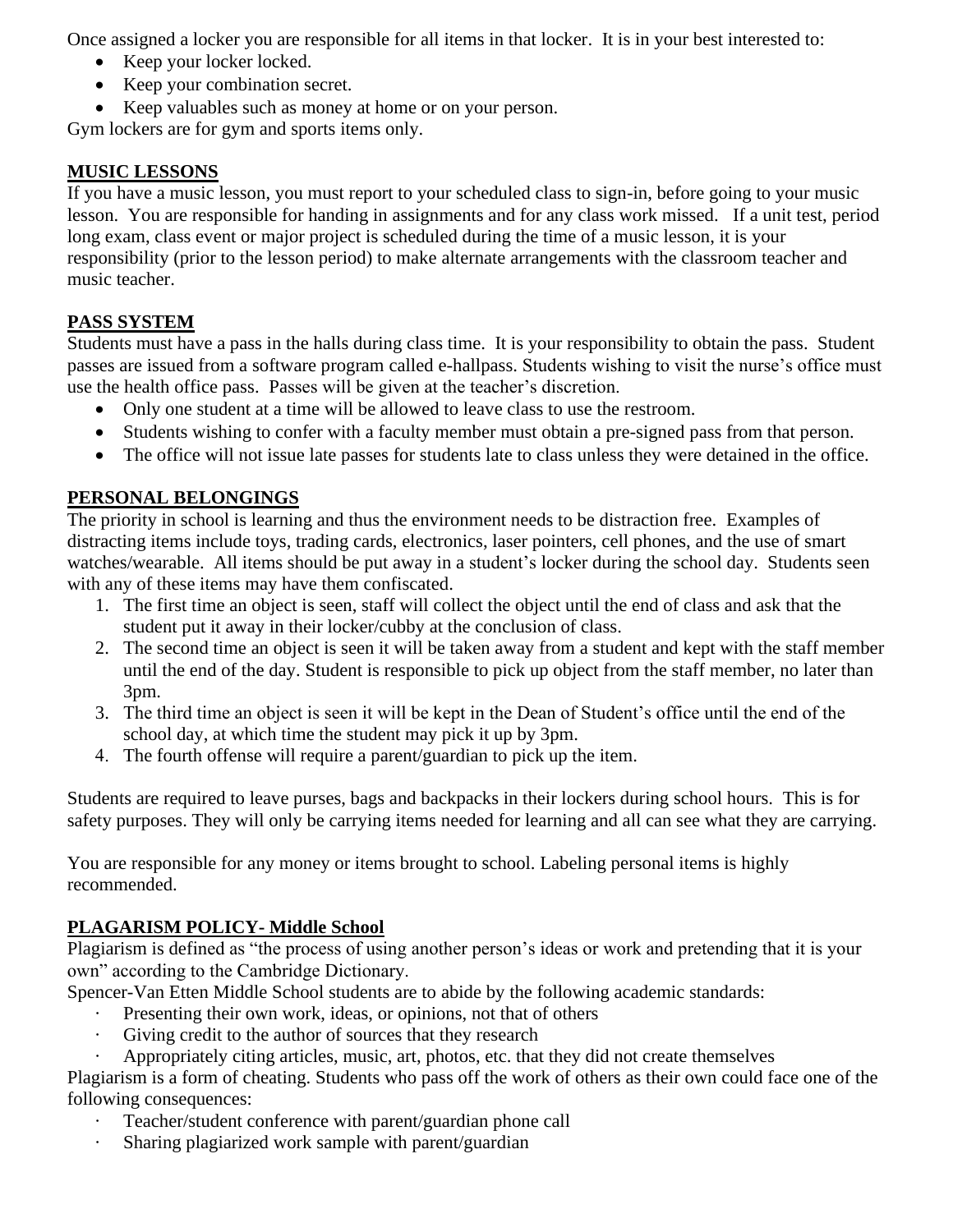Once assigned a locker you are responsible for all items in that locker. It is in your best interested to:

- Keep your locker locked.
- Keep your combination secret.
- Keep valuables such as money at home or on your person.

Gym lockers are for gym and sports items only.

## MUSIC LESSONS

If you have a music lesson, you must report to your scheduled class to sign-in, before going to your music lesson. You are responsible for handing in assignments and for any class work missed. If a unit test, period long exam, class event or major project is scheduled during the time of a music lesson, it is your responsibility (prior to the lesson period) to make alternate arrangements with the classroom teacher and music teacher.

## PASS SYSTEM

Students must have a pass in the halls during class time. It is your responsibility to obtain the pass. Student passes are issued from a software program called e-hallpass. Students wishing to visit the nurse's office must use the health office pass. Passes will be given at the teacher's discretion.

- Only one student at a time will be allowed to leave class to use the restroom.
- Students wishing to confer with a faculty member must obtain a pre-signed pass from that person.
- The office will not issue late passes for students late to class unless they were detained in the office.

## PERSONAL BELONGINGS

The priority in school is learning and thus the environment needs to be distraction free. Examples of distracting items include toys, trading cards, electronics, laser pointers, cell phones, and the use of smart watches/wearable. All items should be put away in a student's locker during the school day. Students seen with any of these items may have them confiscated.

1. The first time an object is seen, staff will collect the object until the end of class and ask that the student put it away in their locker/cubby at the conclusion of class.
2. The second time an object is seen it will be taken away from a student and kept with the staff member until the end of the day. Student is responsible to pick up object from the staff member, no later than 3pm.
3. The third time an object is seen it will be kept in the Dean of Student's office until the end of the school day, at which time the student may pick it up by 3pm.
4. The fourth offense will require a parent/guardian to pick up the item.

Students are required to leave purses, bags and backpacks in their lockers during school hours. This is for safety purposes. They will only be carrying items needed for learning and all can see what they are carrying.

You are responsible for any money or items brought to school. Labeling personal items is highly recommended.

## PLAGARISM POLICY- Middle School

Plagiarism is defined as "the process of using another person's ideas or work and pretending that it is your own" according to the Cambridge Dictionary.

Spencer-Van Etten Middle School students are to abide by the following academic standards:

- Presenting their own work, ideas, or opinions, not that of others
- Giving credit to the author of sources that they research
- Appropriately citing articles, music, art, photos, etc. that they did not create themselves

Plagiarism is a form of cheating. Students who pass off the work of others as their own could face one of the following consequences:

- Teacher/student conference with parent/guardian phone call
- Sharing plagiarized work sample with parent/guardian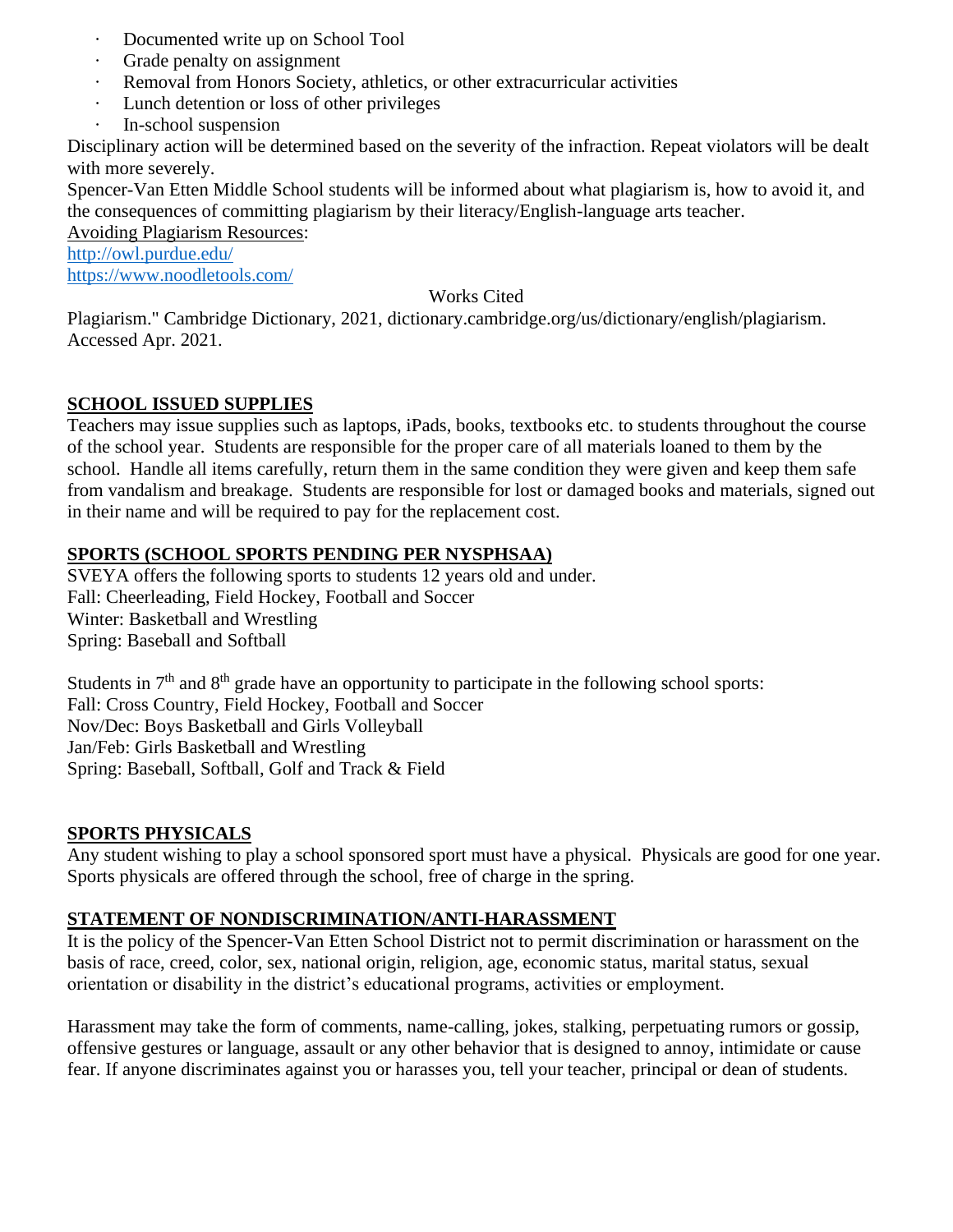- Documented write up on School Tool
- Grade penalty on assignment
- Removal from Honors Society, athletics, or other extracurricular activities
- Lunch detention or loss of other privileges
- In-school suspension

Disciplinary action will be determined based on the severity of the infraction. Repeat violators will be dealt with more severely.

Spencer-Van Etten Middle School students will be informed about what plagiarism is, how to avoid it, and the consequences of committing plagiarism by their literacy/English-language arts teacher.

Avoiding Plagiarism Resources:

http://owl.purdue.edu/

https://www.noodletools.com/

Works Cited

Plagiarism." Cambridge Dictionary, 2021, dictionary.cambridge.org/us/dictionary/english/plagiarism. Accessed Apr. 2021.

## SCHOOL ISSUED SUPPLIES

Teachers may issue supplies such as laptops, iPads, books, textbooks etc. to students throughout the course of the school year. Students are responsible for the proper care of all materials loaned to them by the school. Handle all items carefully, return them in the same condition they were given and keep them safe from vandalism and breakage. Students are responsible for lost or damaged books and materials, signed out in their name and will be required to pay for the replacement cost.

## SPORTS (SCHOOL SPORTS PENDING PER NYSPHSAA)

SVEYA offers the following sports to students 12 years old and under.
Fall: Cheerleading, Field Hockey, Football and Soccer
Winter: Basketball and Wrestling
Spring: Baseball and Softball

Students in 7th and 8th grade have an opportunity to participate in the following school sports:
Fall: Cross Country, Field Hockey, Football and Soccer
Nov/Dec: Boys Basketball and Girls Volleyball
Jan/Feb: Girls Basketball and Wrestling
Spring: Baseball, Softball, Golf and Track & Field

## SPORTS PHYSICALS

Any student wishing to play a school sponsored sport must have a physical. Physicals are good for one year. Sports physicals are offered through the school, free of charge in the spring.

## STATEMENT OF NONDISCRIMINATION/ANTI-HARASSMENT

It is the policy of the Spencer-Van Etten School District not to permit discrimination or harassment on the basis of race, creed, color, sex, national origin, religion, age, economic status, marital status, sexual orientation or disability in the district's educational programs, activities or employment.

Harassment may take the form of comments, name-calling, jokes, stalking, perpetuating rumors or gossip, offensive gestures or language, assault or any other behavior that is designed to annoy, intimidate or cause fear. If anyone discriminates against you or harasses you, tell your teacher, principal or dean of students.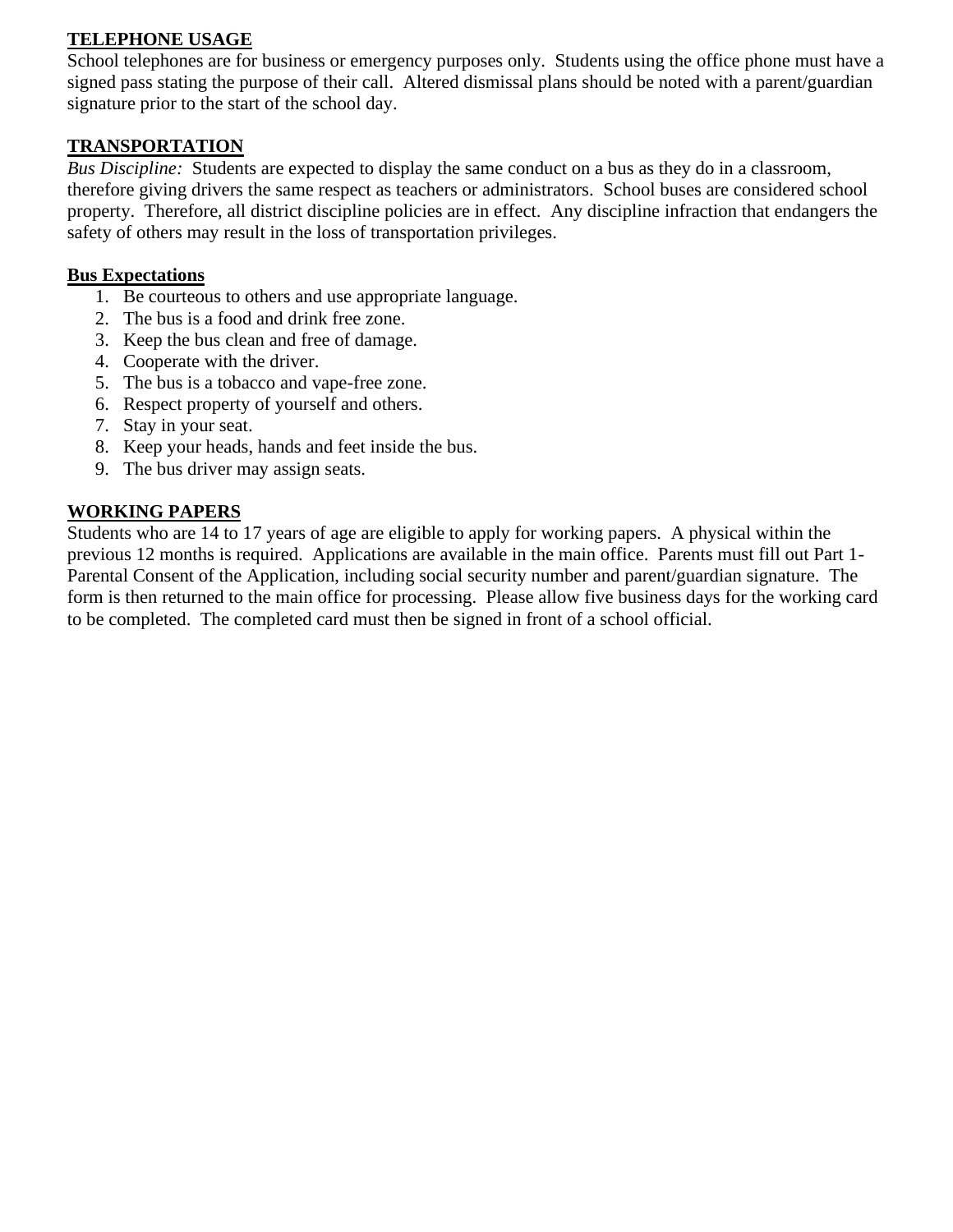**TELEPHONE USAGE**

School telephones are for business or emergency purposes only. Students using the office phone must have a signed pass stating the purpose of their call. Altered dismissal plans should be noted with a parent/guardian signature prior to the start of the school day.

**TRANSPORTATION**

*Bus Discipline:* Students are expected to display the same conduct on a bus as they do in a classroom, therefore giving drivers the same respect as teachers or administrators. School buses are considered school property. Therefore, all district discipline policies are in effect. Any discipline infraction that endangers the safety of others may result in the loss of transportation privileges.

**Bus Expectations**

1. Be courteous to others and use appropriate language.
2. The bus is a food and drink free zone.
3. Keep the bus clean and free of damage.
4. Cooperate with the driver.
5. The bus is a tobacco and vape-free zone.
6. Respect property of yourself and others.
7. Stay in your seat.
8. Keep your heads, hands and feet inside the bus.
9. The bus driver may assign seats.

**WORKING PAPERS**

Students who are 14 to 17 years of age are eligible to apply for working papers. A physical within the previous 12 months is required. Applications are available in the main office. Parents must fill out Part 1- Parental Consent of the Application, including social security number and parent/guardian signature. The form is then returned to the main office for processing. Please allow five business days for the working card to be completed. The completed card must then be signed in front of a school official.